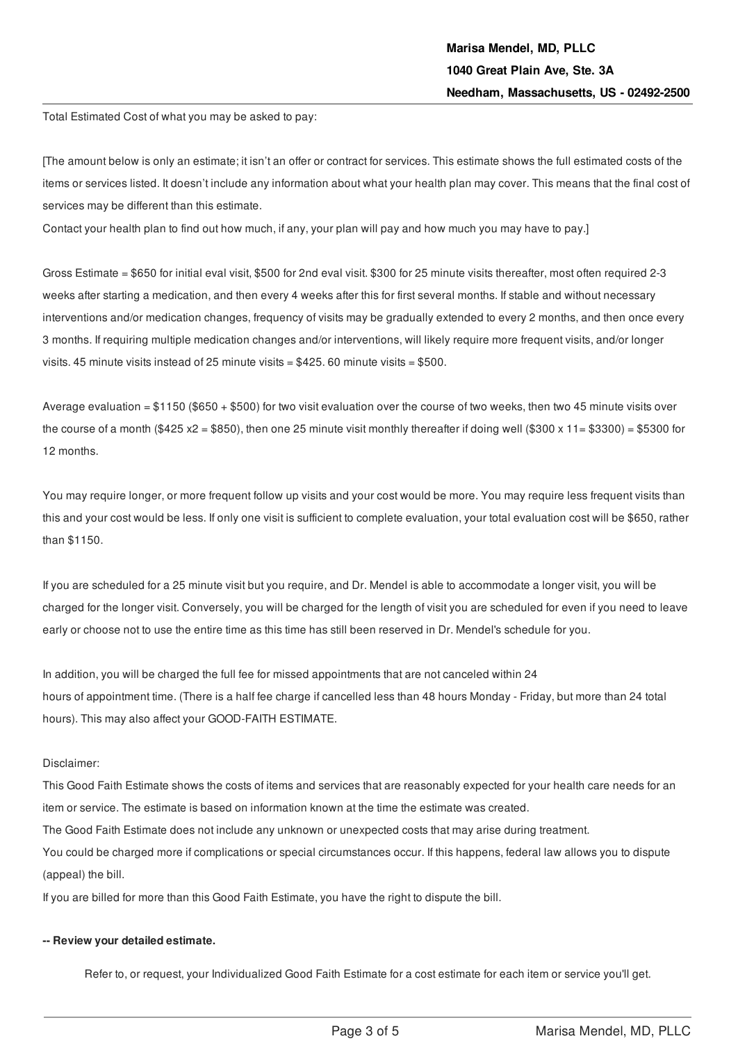**Marisa Mendel, MD, PLLC**
**1040 Great Plain Ave, Ste. 3A**
**Needham, Massachusetts, US - 02492-2500**

Total Estimated Cost of what you may be asked to pay:

[The amount below is only an estimate; it isn't an offer or contract for services. This estimate shows the full estimated costs of the items or services listed. It doesn't include any information about what your health plan may cover. This means that the final cost of services may be different than this estimate.
Contact your health plan to find out how much, if any, your plan will pay and how much you may have to pay.]

Gross Estimate = $650 for initial eval visit, $500 for 2nd eval visit. $300 for 25 minute visits thereafter, most often required 2-3 weeks after starting a medication, and then every 4 weeks after this for first several months. If stable and without necessary interventions and/or medication changes, frequency of visits may be gradually extended to every 2 months, and then once every 3 months. If requiring multiple medication changes and/or interventions, will likely require more frequent visits, and/or longer visits. 45 minute visits instead of 25 minute visits = $425. 60 minute visits = $500.

Average evaluation = $1150 ($650 + $500) for two visit evaluation over the course of two weeks, then two 45 minute visits over the course of a month ($425 x2 = $850), then one 25 minute visit monthly thereafter if doing well ($300 x 11= $3300) = $5300 for 12 months.

You may require longer, or more frequent follow up visits and your cost would be more. You may require less frequent visits than this and your cost would be less. If only one visit is sufficient to complete evaluation, your total evaluation cost will be $650, rather than $1150.

If you are scheduled for a 25 minute visit but you require, and Dr. Mendel is able to accommodate a longer visit, you will be charged for the longer visit. Conversely, you will be charged for the length of visit you are scheduled for even if you need to leave early or choose not to use the entire time as this time has still been reserved in Dr. Mendel's schedule for you.

In addition, you will be charged the full fee for missed appointments that are not canceled within 24 hours of appointment time. (There is a half fee charge if cancelled less than 48 hours Monday - Friday, but more than 24 total hours). This may also affect your GOOD-FAITH ESTIMATE.

Disclaimer:
This Good Faith Estimate shows the costs of items and services that are reasonably expected for your health care needs for an item or service. The estimate is based on information known at the time the estimate was created.
The Good Faith Estimate does not include any unknown or unexpected costs that may arise during treatment.
You could be charged more if complications or special circumstances occur. If this happens, federal law allows you to dispute (appeal) the bill.
If you are billed for more than this Good Faith Estimate, you have the right to dispute the bill.

**-- Review your detailed estimate.**

Refer to, or request, your Individualized Good Faith Estimate for a cost estimate for each item or service you'll get.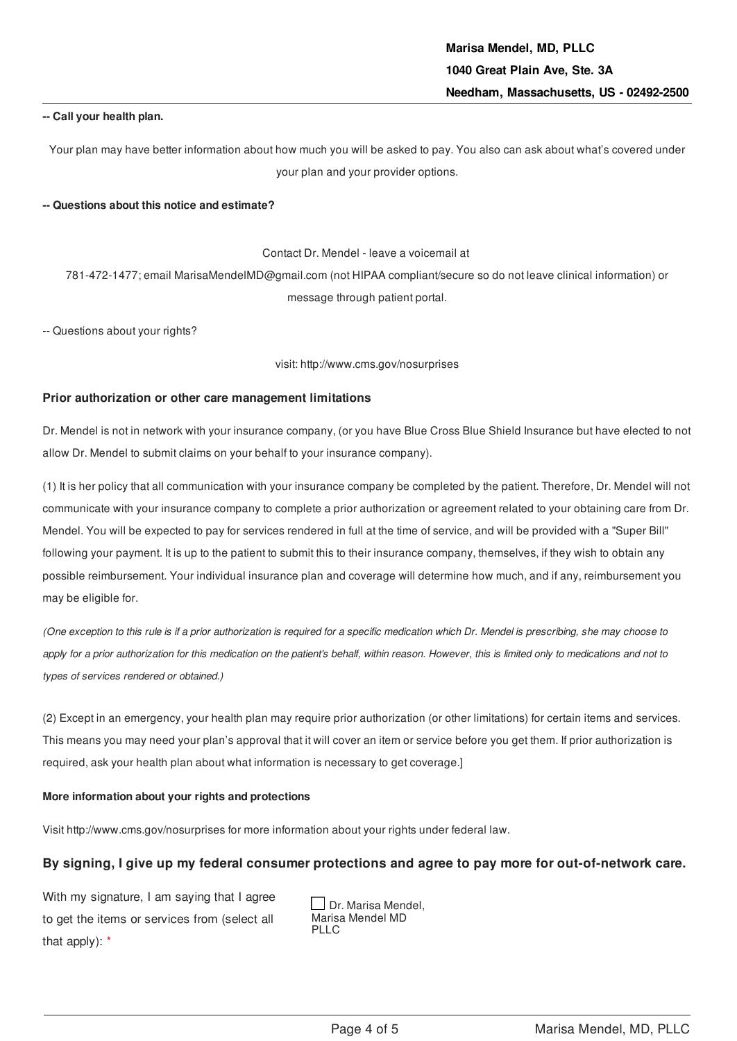**-- Call your health plan.**

Your plan may have better information about how much you will be asked to pay. You also can ask about what's covered under your plan and your provider options.

**-- Questions about this notice and estimate?**

Contact Dr. Mendel - leave a voicemail at

781-472-1477; email MarisaMendelMD@gmail.com (not HIPAA compliant/secure so do not leave clinical information) or message through patient portal.

-- Questions about your rights?

visit: http://www.cms.gov/nosurprises

### Prior authorization or other care management limitations

Dr. Mendel is not in network with your insurance company, (or you have Blue Cross Blue Shield Insurance but have elected to not allow Dr. Mendel to submit claims on your behalf to your insurance company).

(1) It is her policy that all communication with your insurance company be completed by the patient. Therefore, Dr. Mendel will not communicate with your insurance company to complete a prior authorization or agreement related to your obtaining care from Dr. Mendel. You will be expected to pay for services rendered in full at the time of service, and will be provided with a "Super Bill" following your payment. It is up to the patient to submit this to their insurance company, themselves, if they wish to obtain any possible reimbursement. Your individual insurance plan and coverage will determine how much, and if any, reimbursement you may be eligible for.

*(One exception to this rule is if a prior authorization is required for a specific medication which Dr. Mendel is prescribing, she may choose to apply for a prior authorization for this medication on the patient's behalf, within reason. However, this is limited only to medications and not to types of services rendered or obtained.)*

(2) Except in an emergency, your health plan may require prior authorization (or other limitations) for certain items and services. This means you may need your plan's approval that it will cover an item or service before you get them. If prior authorization is required, ask your health plan about what information is necessary to get coverage.]

**More information about your rights and protections**

Visit http://www.cms.gov/nosurprises for more information about your rights under federal law.

### By signing, I give up my federal consumer protections and agree to pay more for out-of-network care.

With my signature, I am saying that I agree to get the items or services from (select all that apply): *

☐ Dr. Marisa Mendel, Marisa Mendel MD PLLC